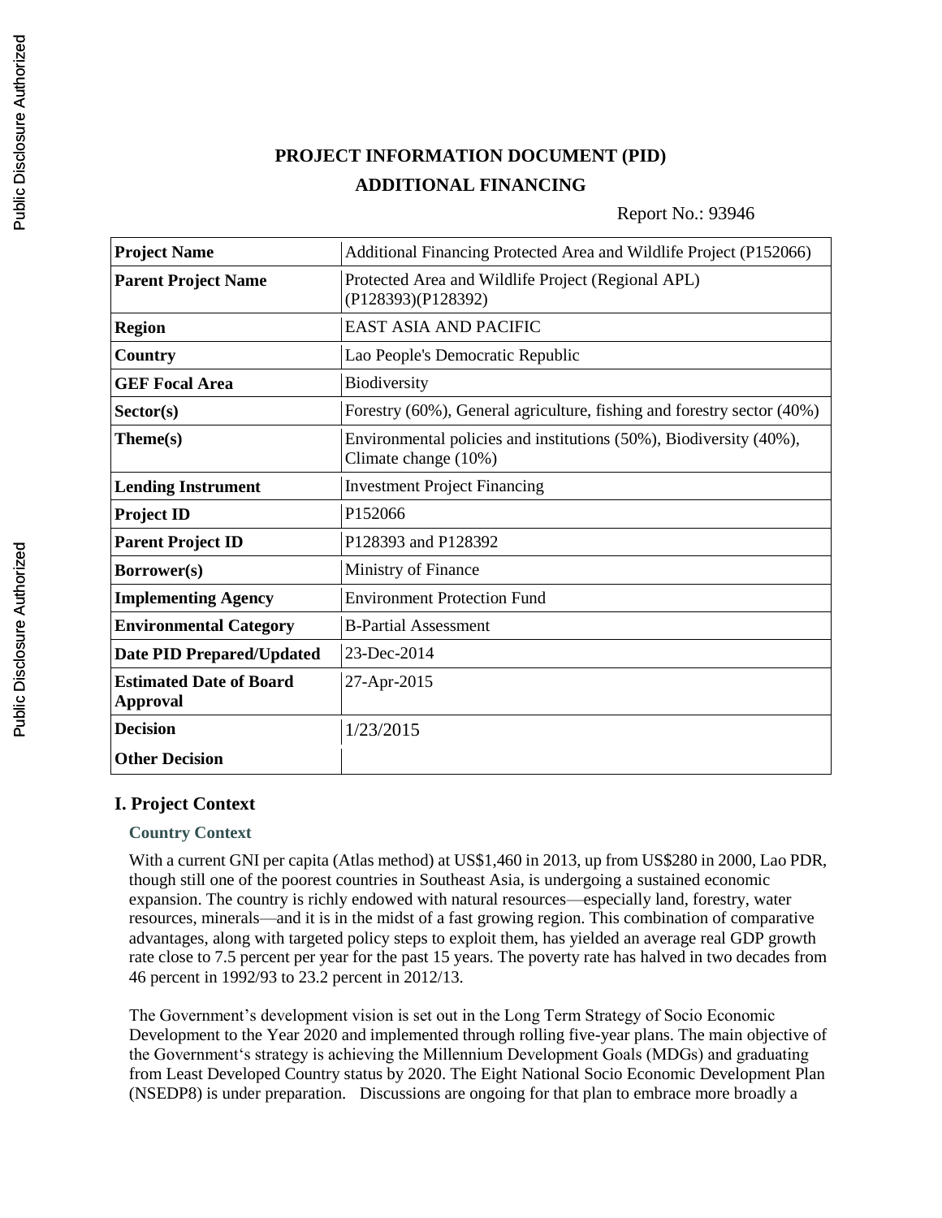# PROJECT INFORMATION DOCUMENT (PID)

## ADDITIONAL FINANCING

Report No.: 93946

| | |
|---|---|
| **Project Name** | Additional Financing Protected Area and Wildlife Project (P152066) |
| **Parent Project Name** | Protected Area and Wildlife Project (Regional APL) (P128393)(P128392) |
| **Region** | EAST ASIA AND PACIFIC |
| **Country** | Lao People's Democratic Republic |
| **GEF Focal Area** | Biodiversity |
| **Sector(s)** | Forestry (60%), General agriculture, fishing and forestry sector (40%) |
| **Theme(s)** | Environmental policies and institutions (50%), Biodiversity (40%), Climate change (10%) |
| **Lending Instrument** | Investment Project Financing |
| **Project ID** | P152066 |
| **Parent Project ID** | P128393 and P128392 |
| **Borrower(s)** | Ministry of Finance |
| **Implementing Agency** | Environment Protection Fund |
| **Environmental Category** | B-Partial Assessment |
| **Date PID Prepared/Updated** | 23-Dec-2014 |
| **Estimated Date of Board Approval** | 27-Apr-2015 |
| **Decision** | 1/23/2015 |
| **Other Decision** | |

## I. Project Context

### Country Context

With a current GNI per capita (Atlas method) at US$1,460 in 2013, up from US$280 in 2000, Lao PDR, though still one of the poorest countries in Southeast Asia, is undergoing a sustained economic expansion. The country is richly endowed with natural resources—especially land, forestry, water resources, minerals—and it is in the midst of a fast growing region. This combination of comparative advantages, along with targeted policy steps to exploit them, has yielded an average real GDP growth rate close to 7.5 percent per year for the past 15 years. The poverty rate has halved in two decades from 46 percent in 1992/93 to 23.2 percent in 2012/13.

The Government's development vision is set out in the Long Term Strategy of Socio Economic Development to the Year 2020 and implemented through rolling five-year plans. The main objective of the Government's strategy is achieving the Millennium Development Goals (MDGs) and graduating from Least Developed Country status by 2020. The Eight National Socio Economic Development Plan (NSEDP8) is under preparation. Discussions are ongoing for that plan to embrace more broadly a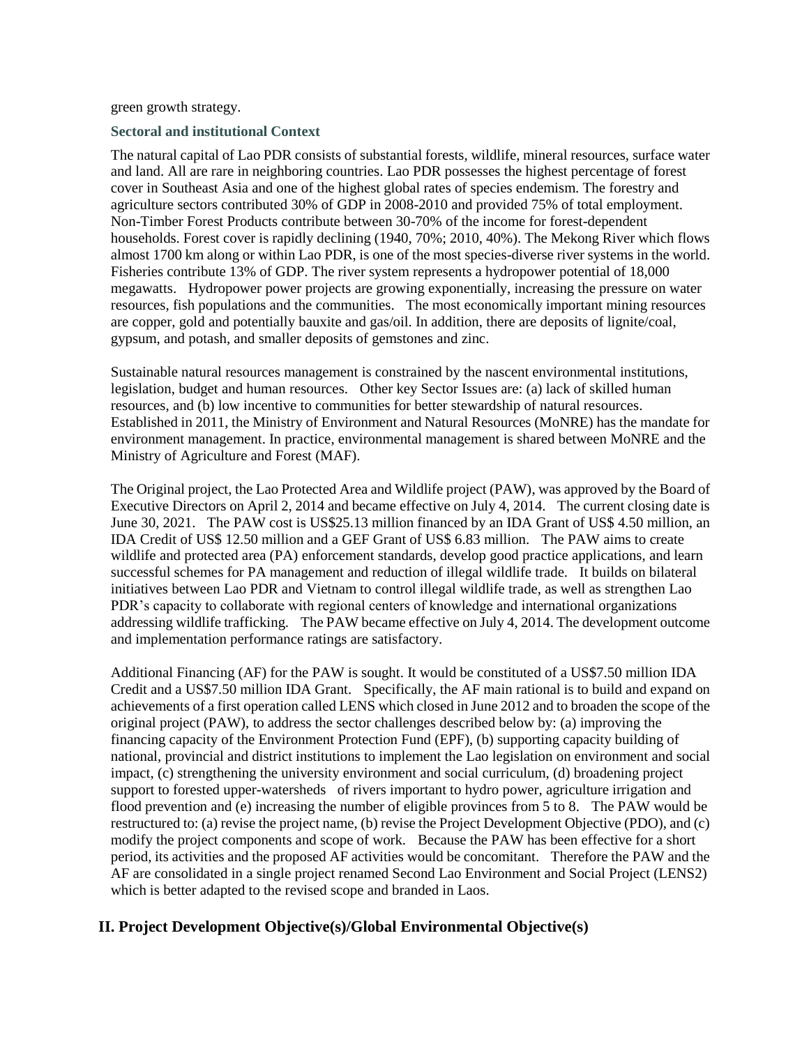green growth strategy.

### Sectoral and institutional Context

The natural capital of Lao PDR consists of substantial forests, wildlife, mineral resources, surface water and land. All are rare in neighboring countries. Lao PDR possesses the highest percentage of forest cover in Southeast Asia and one of the highest global rates of species endemism. The forestry and agriculture sectors contributed 30% of GDP in 2008-2010 and provided 75% of total employment. Non-Timber Forest Products contribute between 30-70% of the income for forest-dependent households. Forest cover is rapidly declining (1940, 70%; 2010, 40%). The Mekong River which flows almost 1700 km along or within Lao PDR, is one of the most species-diverse river systems in the world. Fisheries contribute 13% of GDP. The river system represents a hydropower potential of 18,000 megawatts. Hydropower power projects are growing exponentially, increasing the pressure on water resources, fish populations and the communities. The most economically important mining resources are copper, gold and potentially bauxite and gas/oil. In addition, there are deposits of lignite/coal, gypsum, and potash, and smaller deposits of gemstones and zinc.

Sustainable natural resources management is constrained by the nascent environmental institutions, legislation, budget and human resources. Other key Sector Issues are: (a) lack of skilled human resources, and (b) low incentive to communities for better stewardship of natural resources. Established in 2011, the Ministry of Environment and Natural Resources (MoNRE) has the mandate for environment management. In practice, environmental management is shared between MoNRE and the Ministry of Agriculture and Forest (MAF).

The Original project, the Lao Protected Area and Wildlife project (PAW), was approved by the Board of Executive Directors on April 2, 2014 and became effective on July 4, 2014. The current closing date is June 30, 2021. The PAW cost is US$25.13 million financed by an IDA Grant of US$ 4.50 million, an IDA Credit of US$ 12.50 million and a GEF Grant of US$ 6.83 million. The PAW aims to create wildlife and protected area (PA) enforcement standards, develop good practice applications, and learn successful schemes for PA management and reduction of illegal wildlife trade. It builds on bilateral initiatives between Lao PDR and Vietnam to control illegal wildlife trade, as well as strengthen Lao PDR's capacity to collaborate with regional centers of knowledge and international organizations addressing wildlife trafficking. The PAW became effective on July 4, 2014. The development outcome and implementation performance ratings are satisfactory.

Additional Financing (AF) for the PAW is sought. It would be constituted of a US$7.50 million IDA Credit and a US$7.50 million IDA Grant. Specifically, the AF main rational is to build and expand on achievements of a first operation called LENS which closed in June 2012 and to broaden the scope of the original project (PAW), to address the sector challenges described below by: (a) improving the financing capacity of the Environment Protection Fund (EPF), (b) supporting capacity building of national, provincial and district institutions to implement the Lao legislation on environment and social impact, (c) strengthening the university environment and social curriculum, (d) broadening project support to forested upper-watersheds of rivers important to hydro power, agriculture irrigation and flood prevention and (e) increasing the number of eligible provinces from 5 to 8. The PAW would be restructured to: (a) revise the project name, (b) revise the Project Development Objective (PDO), and (c) modify the project components and scope of work. Because the PAW has been effective for a short period, its activities and the proposed AF activities would be concomitant. Therefore the PAW and the AF are consolidated in a single project renamed Second Lao Environment and Social Project (LENS2) which is better adapted to the revised scope and branded in Laos.

## II. Project Development Objective(s)/Global Environmental Objective(s)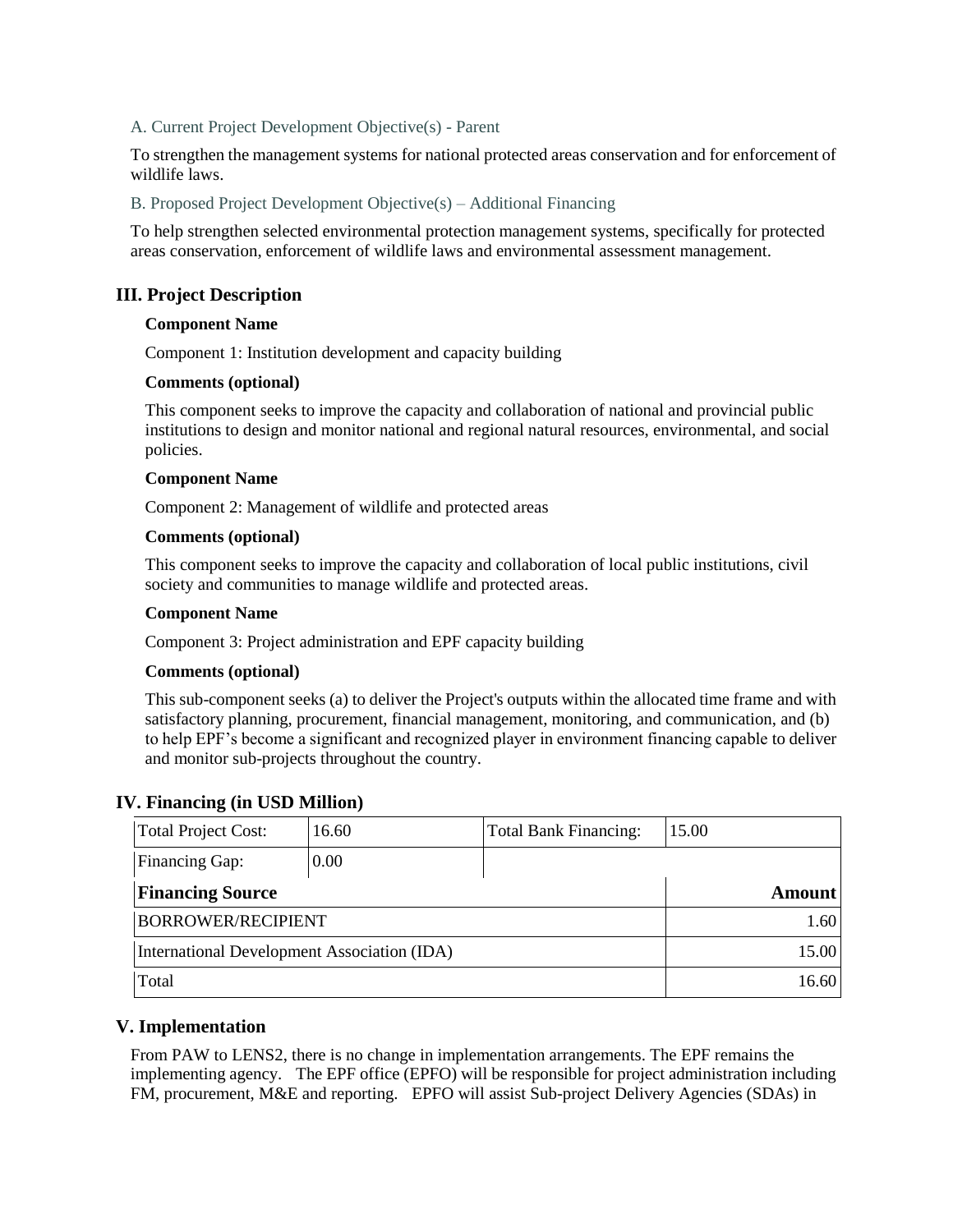### A. Current Project Development Objective(s) - Parent

To strengthen the management systems for national protected areas conservation and for enforcement of wildlife laws.

### B. Proposed Project Development Objective(s) – Additional Financing

To help strengthen selected environmental protection management systems, specifically for protected areas conservation, enforcement of wildlife laws and environmental assessment management.

## III. Project Description

**Component Name**

Component 1: Institution development and capacity building

**Comments (optional)**

This component seeks to improve the capacity and collaboration of national and provincial public institutions to design and monitor national and regional natural resources, environmental, and social policies.

**Component Name**

Component 2: Management of wildlife and protected areas

**Comments (optional)**

This component seeks to improve the capacity and collaboration of local public institutions, civil society and communities to manage wildlife and protected areas.

**Component Name**

Component 3: Project administration and EPF capacity building

**Comments (optional)**

This sub-component seeks (a) to deliver the Project's outputs within the allocated time frame and with satisfactory planning, procurement, financial management, monitoring, and communication, and (b) to help EPF's become a significant and recognized player in environment financing capable to deliver and monitor sub-projects throughout the country.

## IV. Financing (in USD Million)

| Total Project Cost: | 16.60 | Total Bank Financing: | 15.00 |
|---|---|---|---|
| Financing Gap: | 0.00 | | |

| Financing Source | Amount |
|---|---|
| BORROWER/RECIPIENT | 1.60 |
| International Development Association (IDA) | 15.00 |
| Total | 16.60 |

## V. Implementation

From PAW to LENS2, there is no change in implementation arrangements. The EPF remains the implementing agency. The EPF office (EPFO) will be responsible for project administration including FM, procurement, M&E and reporting. EPFO will assist Sub-project Delivery Agencies (SDAs) in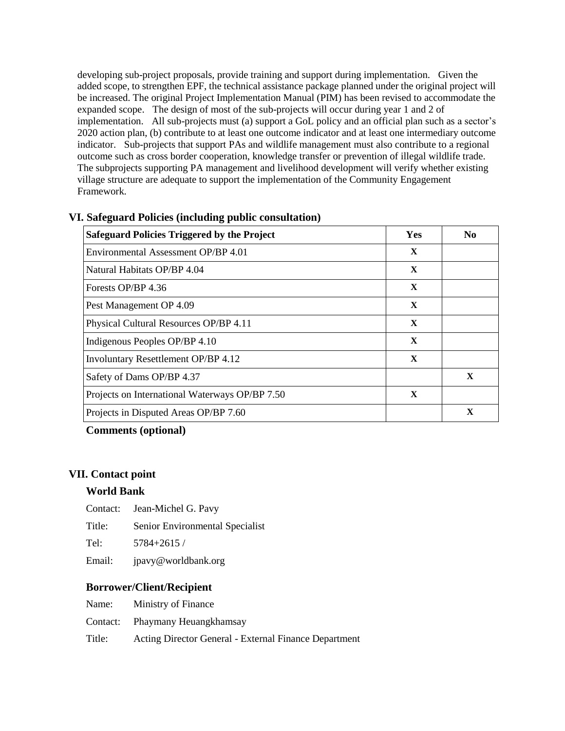developing sub-project proposals, provide training and support during implementation. Given the added scope, to strengthen EPF, the technical assistance package planned under the original project will be increased. The original Project Implementation Manual (PIM) has been revised to accommodate the expanded scope. The design of most of the sub-projects will occur during year 1 and 2 of implementation. All sub-projects must (a) support a GoL policy and an official plan such as a sector's 2020 action plan, (b) contribute to at least one outcome indicator and at least one intermediary outcome indicator. Sub-projects that support PAs and wildlife management must also contribute to a regional outcome such as cross border cooperation, knowledge transfer or prevention of illegal wildlife trade. The subprojects supporting PA management and livelihood development will verify whether existing village structure are adequate to support the implementation of the Community Engagement Framework.

## VI. Safeguard Policies (including public consultation)

| Safeguard Policies Triggered by the Project | Yes | No |
|---|---|---|
| Environmental Assessment OP/BP 4.01 | X | |
| Natural Habitats OP/BP 4.04 | X | |
| Forests OP/BP 4.36 | X | |
| Pest Management OP 4.09 | X | |
| Physical Cultural Resources OP/BP 4.11 | X | |
| Indigenous Peoples OP/BP 4.10 | X | |
| Involuntary Resettlement OP/BP 4.12 | X | |
| Safety of Dams OP/BP 4.37 | | X |
| Projects on International Waterways OP/BP 7.50 | X | |
| Projects in Disputed Areas OP/BP 7.60 | | X |

**Comments (optional)**

## VII. Contact point

### World Bank

Contact: Jean-Michel G. Pavy

Title: Senior Environmental Specialist

Tel: 5784+2615 /

Email: jpavy@worldbank.org

### Borrower/Client/Recipient

Name: Ministry of Finance

Contact: Phaymany Heuangkhamsay

Title: Acting Director General - External Finance Department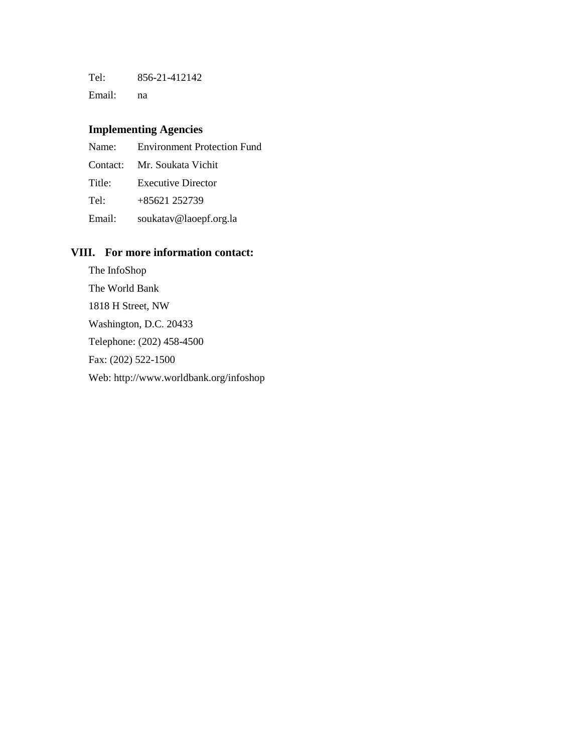Tel: 856-21-412142

Email: na

### Implementing Agencies

Name: Environment Protection Fund

Contact: Mr. Soukata Vichit

Title: Executive Director

Tel: +85621 252739

Email: soukatav@laoepf.org.la

## VIII. For more information contact:

The InfoShop

The World Bank

1818 H Street, NW

Washington, D.C. 20433

Telephone: (202) 458-4500

Fax: (202) 522-1500

Web: http://www.worldbank.org/infoshop